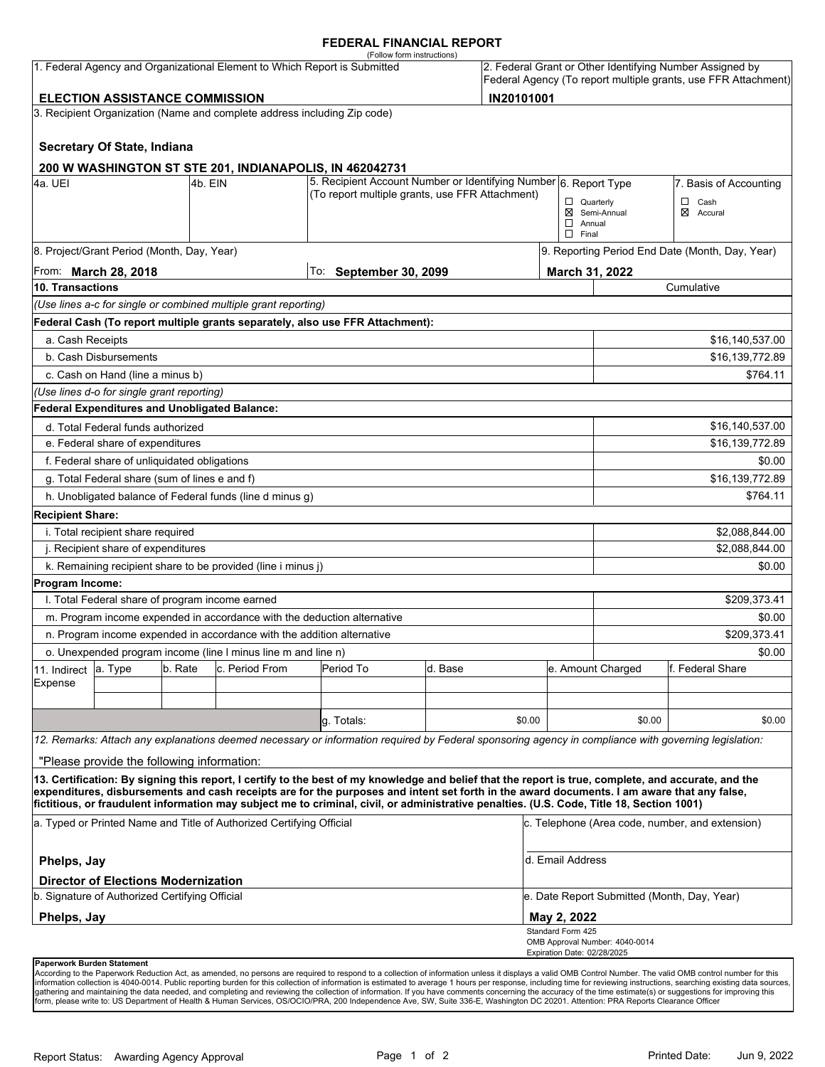# FEDERAL FINANCIAL REPORT

(Follow form instructions)

| 1. Federal Agency and Organizational Element to Which Report is Submitted | 2. Federal Grant or Other Identifying Number Assigned by Federal Agency (To report multiple grants, use FFR Attachment) |
|---|---|
| **ELECTION ASSISTANCE COMMISSION** | **IN20101001** |

3. Recipient Organization (Name and complete address including Zip code)

**Secretary Of State, Indiana**

**200 W WASHINGTON ST STE 201, INDIANAPOLIS, IN 462042731**

| 4a. UEI | 4b. EIN | 5. Recipient Account Number or Identifying Number (To report multiple grants, use FFR Attachment) | 6. Report Type | 7. Basis of Accounting |
|---|---|---|---|---|
| | | | ☐ Quarterly<br>☒ Semi-Annual<br>☐ Annual<br>☐ Final | ☐ Cash<br>☒ Accural |

| 8. Project/Grant Period (Month, Day, Year) | | 9. Reporting Period End Date (Month, Day, Year) |
|---|---|---|
| From: **March 28, 2018** | To: **September 30, 2099** | **March 31, 2022** |

| 10. Transactions | Cumulative |
|---|---|
| *(Use lines a-c for single or combined multiple grant reporting)* | |
| **Federal Cash (To report multiple grants separately, also use FFR Attachment):** | |
| a. Cash Receipts | $16,140,537.00 |
| b. Cash Disbursements | $16,139,772.89 |
| c. Cash on Hand (line a minus b) | $764.11 |
| *(Use lines d-o for single grant reporting)* | |
| **Federal Expenditures and Unobligated Balance:** | |
| d. Total Federal funds authorized | $16,140,537.00 |
| e. Federal share of expenditures | $16,139,772.89 |
| f. Federal share of unliquidated obligations | $0.00 |
| g. Total Federal share (sum of lines e and f) | $16,139,772.89 |
| h. Unobligated balance of Federal funds (line d minus g) | $764.11 |
| **Recipient Share:** | |
| i. Total recipient share required | $2,088,844.00 |
| j. Recipient share of expenditures | $2,088,844.00 |
| k. Remaining recipient share to be provided (line i minus j) | $0.00 |
| **Program Income:** | |
| l. Total Federal share of program income earned | $209,373.41 |
| m. Program income expended in accordance with the deduction alternative | $0.00 |
| n. Program income expended in accordance with the addition alternative | $209,373.41 |
| o. Unexpended program income (line l minus line m and line n) | $0.00 |

| 11. Indirect Expense | a. Type | b. Rate | c. Period From | Period To | d. Base | e. Amount Charged | f. Federal Share |
|---|---|---|---|---|---|---|---|
| | | | | | | | |
| | | | | | | | |
| | | | | g. Totals: | $0.00 | $0.00 | $0.00 |

*12. Remarks: Attach any explanations deemed necessary or information required by Federal sponsoring agency in compliance with governing legislation:*

"Please provide the following information:

**13. Certification: By signing this report, I certify to the best of my knowledge and belief that the report is true, complete, and accurate, and the expenditures, disbursements and cash receipts are for the purposes and intent set forth in the award documents. I am aware that any false, fictitious, or fraudulent information may subject me to criminal, civil, or administrative penalties. (U.S. Code, Title 18, Section 1001)**

| a. Typed or Printed Name and Title of Authorized Certifying Official | c. Telephone (Area code, number, and extension) |
|---|---|
| **Phelps, Jay**<br>**Director of Elections Modernization** | d. Email Address |
| b. Signature of Authorized Certifying Official | e. Date Report Submitted (Month, Day, Year) |
| **Phelps, Jay** | **May 2, 2022** |

Standard Form 425
OMB Approval Number: 4040-0014
Expiration Date: 02/28/2025

**Paperwork Burden Statement**
According to the Paperwork Reduction Act, as amended, no persons are required to respond to a collection of information unless it displays a valid OMB Control Number. The valid OMB control number for this information collection is 4040-0014. Public reporting burden for this collection of information is estimated to average 1 hours per response, including time for reviewing instructions, searching existing data sources, gathering and maintaining the data needed, and completing and reviewing the collection of information. If you have comments concerning the accuracy of the time estimate(s) or suggestions for improving this form, please write to: US Department of Health & Human Services, OS/OCIO/PRA, 200 Independence Ave, SW, Suite 336-E, Washington DC 20201. Attention: PRA Reports Clearance Officer

Report Status: Awarding Agency Approval

Printed Date: Jun 9, 2022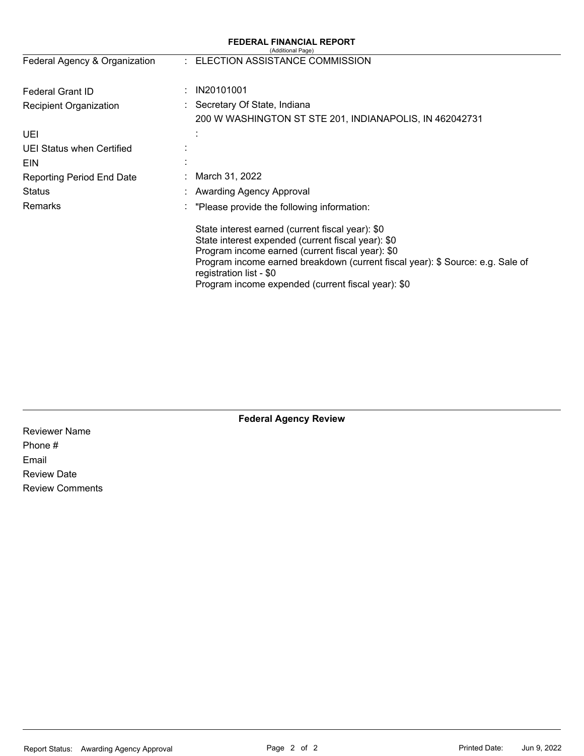# FEDERAL FINANCIAL REPORT

(Additional Page)

| | | |
|---|---|---|
| Federal Agency & Organization | : | ELECTION ASSISTANCE COMMISSION |
| Federal Grant ID | : | IN20101001 |
| Recipient Organization | : | Secretary Of State, Indiana<br>200 W WASHINGTON ST STE 201, INDIANAPOLIS, IN 462042731 |
| UEI | : | |
| UEI Status when Certified | : | |
| EIN | : | |
| Reporting Period End Date | : | March 31, 2022 |
| Status | : | Awarding Agency Approval |
| Remarks | : | "Please provide the following information:<br><br>State interest earned (current fiscal year): $0<br>State interest expended (current fiscal year): $0<br>Program income earned (current fiscal year): $0<br>Program income earned breakdown (current fiscal year): $ Source: e.g. Sale of registration list - $0<br>Program income expended (current fiscal year): $0 |

## Federal Agency Review

Reviewer Name

Phone #

Email

Review Date

Review Comments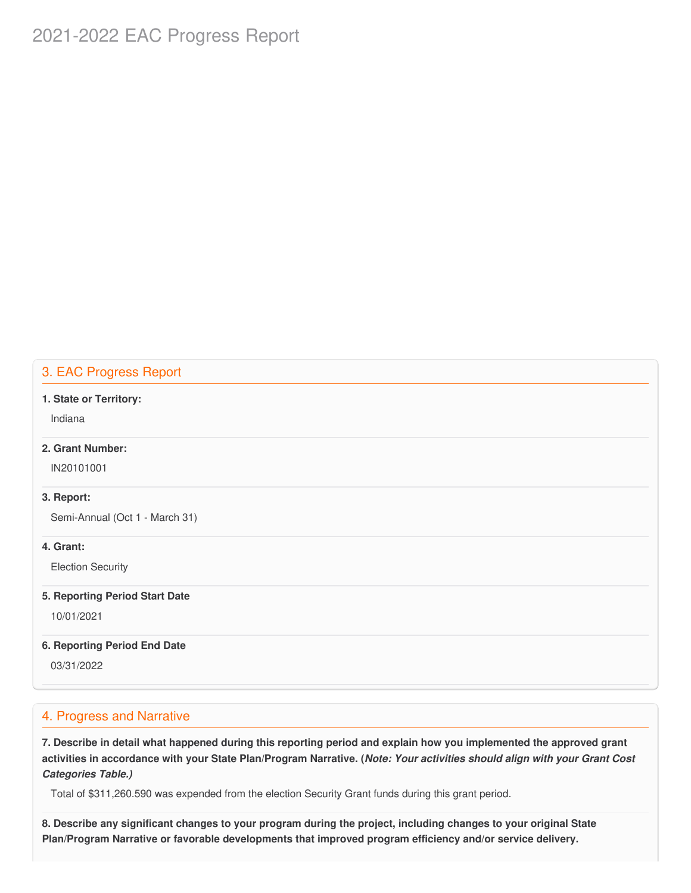# 2021-2022 EAC Progress Report

## 3. EAC Progress Report

**1. State or Territory:**

Indiana

**2. Grant Number:**

IN20101001

**3. Report:**

Semi-Annual (Oct 1 - March 31)

**4. Grant:**

Election Security

**5. Reporting Period Start Date**

10/01/2021

**6. Reporting Period End Date**

03/31/2022

## 4. Progress and Narrative

**7. Describe in detail what happened during this reporting period and explain how you implemented the approved grant activities in accordance with your State Plan/Program Narrative. (*Note: Your activities should align with your Grant Cost Categories Table.)***

Total of $311,260.590 was expended from the election Security Grant funds during this grant period.

**8. Describe any significant changes to your program during the project, including changes to your original State Plan/Program Narrative or favorable developments that improved program efficiency and/or service delivery.**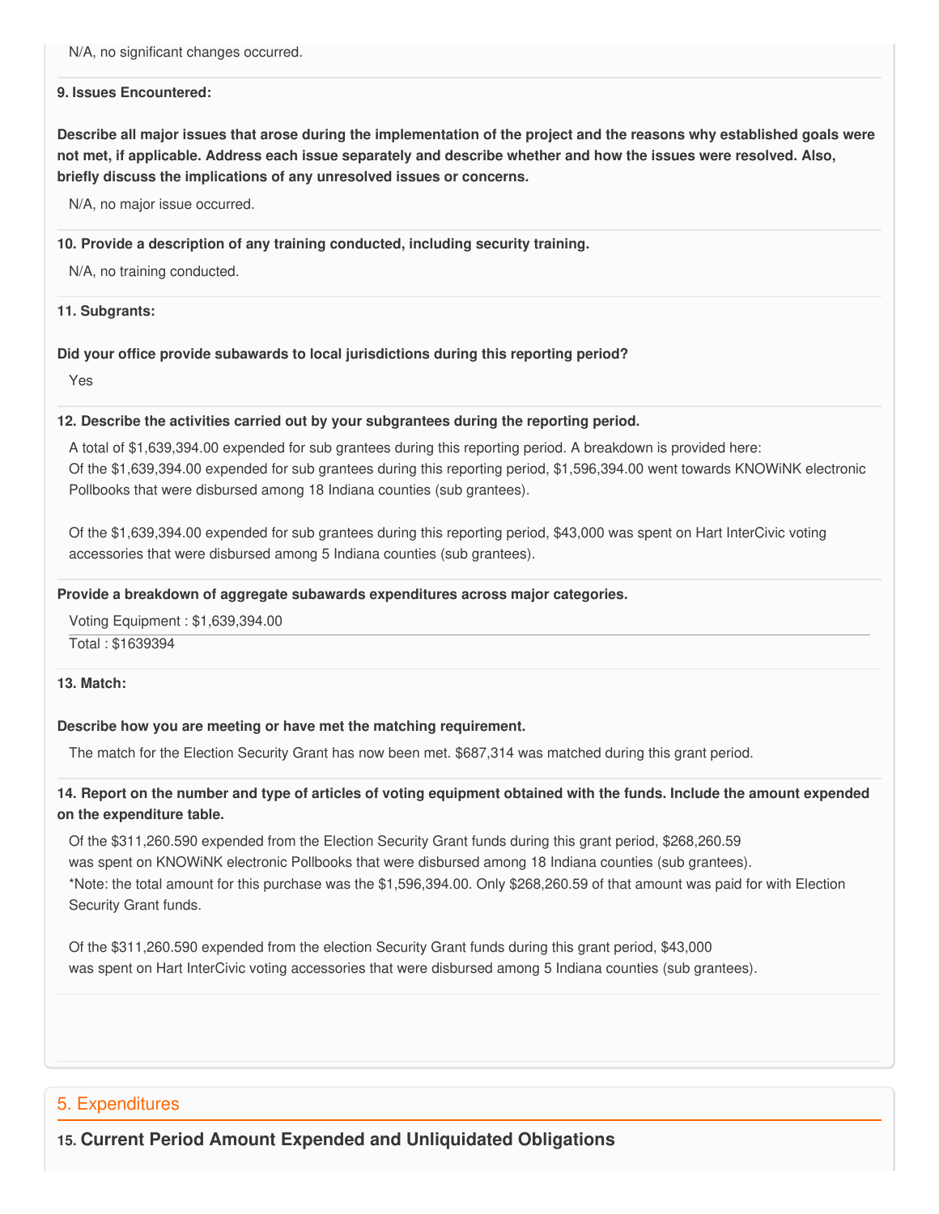N/A, no significant changes occurred.

**9. Issues Encountered:**

**Describe all major issues that arose during the implementation of the project and the reasons why established goals were not met, if applicable. Address each issue separately and describe whether and how the issues were resolved. Also, briefly discuss the implications of any unresolved issues or concerns.**

N/A, no major issue occurred.

**10. Provide a description of any training conducted, including security training.**

N/A, no training conducted.

**11. Subgrants:**

**Did your office provide subawards to local jurisdictions during this reporting period?**

Yes

**12. Describe the activities carried out by your subgrantees during the reporting period.**

A total of $1,639,394.00 expended for sub grantees during this reporting period. A breakdown is provided here:
Of the $1,639,394.00 expended for sub grantees during this reporting period, $1,596,394.00 went towards KNOWiNK electronic Pollbooks that were disbursed among 18 Indiana counties (sub grantees).

Of the $1,639,394.00 expended for sub grantees during this reporting period, $43,000 was spent on Hart InterCivic voting accessories that were disbursed among 5 Indiana counties (sub grantees).

**Provide a breakdown of aggregate subawards expenditures across major categories.**

Voting Equipment : $1,639,394.00

Total : $1639394

**13. Match:**

**Describe how you are meeting or have met the matching requirement.**

The match for the Election Security Grant has now been met. $687,314 was matched during this grant period.

**14. Report on the number and type of articles of voting equipment obtained with the funds. Include the amount expended on the expenditure table.**

Of the $311,260.590 expended from the Election Security Grant funds during this grant period, $268,260.59 was spent on KNOWiNK electronic Pollbooks that were disbursed among 18 Indiana counties (sub grantees).
*Note: the total amount for this purchase was the $1,596,394.00. Only $268,260.59 of that amount was paid for with Election Security Grant funds.

Of the $311,260.590 expended from the election Security Grant funds during this grant period, $43,000 was spent on Hart InterCivic voting accessories that were disbursed among 5 Indiana counties (sub grantees).

## 5. Expenditures

### 15. Current Period Amount Expended and Unliquidated Obligations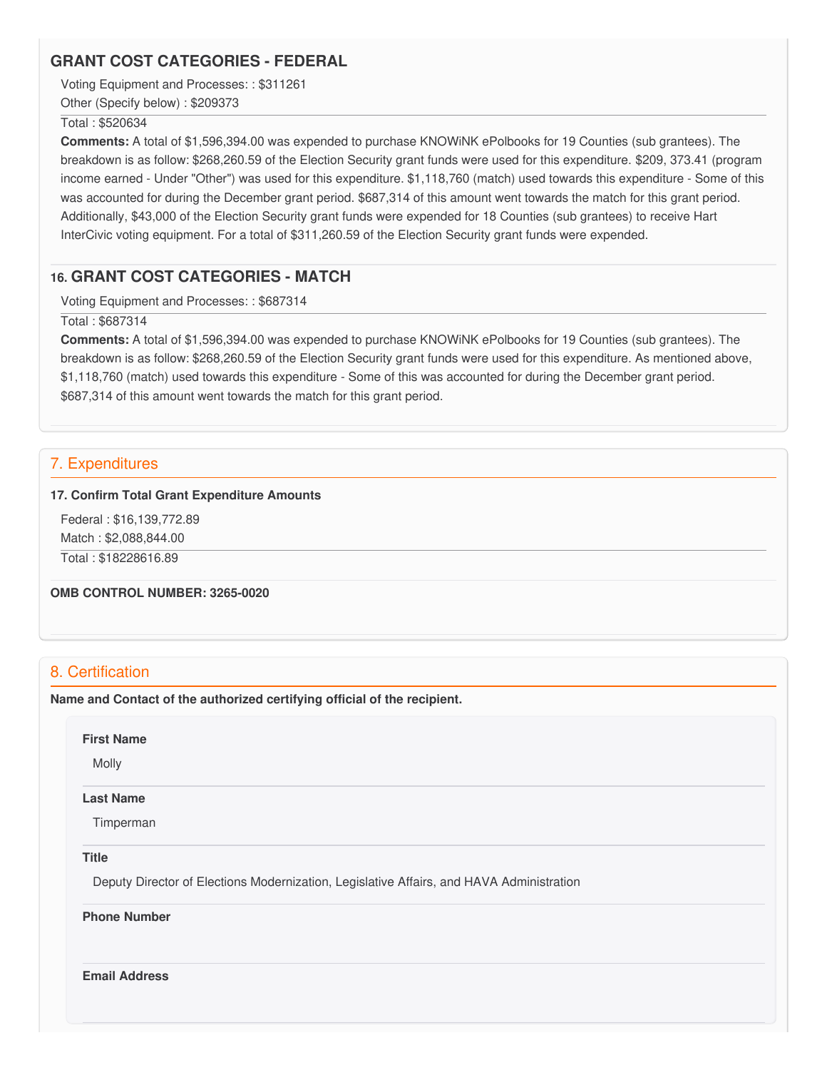## GRANT COST CATEGORIES - FEDERAL

Voting Equipment and Processes: : $311261

Other (Specify below) : $209373

Total : $520634

**Comments:** A total of $1,596,394.00 was expended to purchase KNOWiNK ePolbooks for 19 Counties (sub grantees). The breakdown is as follow: $268,260.59 of the Election Security grant funds were used for this expenditure. $209, 373.41 (program income earned - Under "Other") was used for this expenditure. $1,118,760 (match) used towards this expenditure - Some of this was accounted for during the December grant period. $687,314 of this amount went towards the match for this grant period. Additionally, $43,000 of the Election Security grant funds were expended for 18 Counties (sub grantees) to receive Hart InterCivic voting equipment. For a total of $311,260.59 of the Election Security grant funds were expended.

## 16. GRANT COST CATEGORIES - MATCH

Voting Equipment and Processes: : $687314

Total : $687314

**Comments:** A total of $1,596,394.00 was expended to purchase KNOWiNK ePolbooks for 19 Counties (sub grantees). The breakdown is as follow: $268,260.59 of the Election Security grant funds were used for this expenditure. As mentioned above, $1,118,760 (match) used towards this expenditure - Some of this was accounted for during the December grant period. $687,314 of this amount went towards the match for this grant period.

## 7. Expenditures

**17. Confirm Total Grant Expenditure Amounts**

Federal : $16,139,772.89

Match : $2,088,844.00

Total : $18228616.89

**OMB CONTROL NUMBER: 3265-0020**

## 8. Certification

**Name and Contact of the authorized certifying official of the recipient.**

**First Name**

Molly

**Last Name**

Timperman

**Title**

Deputy Director of Elections Modernization, Legislative Affairs, and HAVA Administration

**Phone Number**

**Email Address**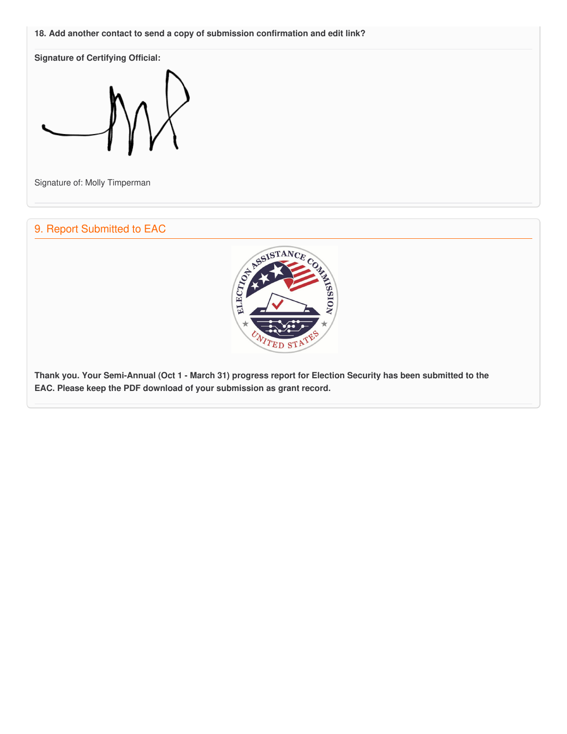**18. Add another contact to send a copy of submission confirmation and edit link?**

**Signature of Certifying Official:**

Signature of: Molly Timperman

## 9. Report Submitted to EAC

**Thank you. Your Semi-Annual (Oct 1 - March 31) progress report for Election Security has been submitted to the EAC. Please keep the PDF download of your submission as grant record.**